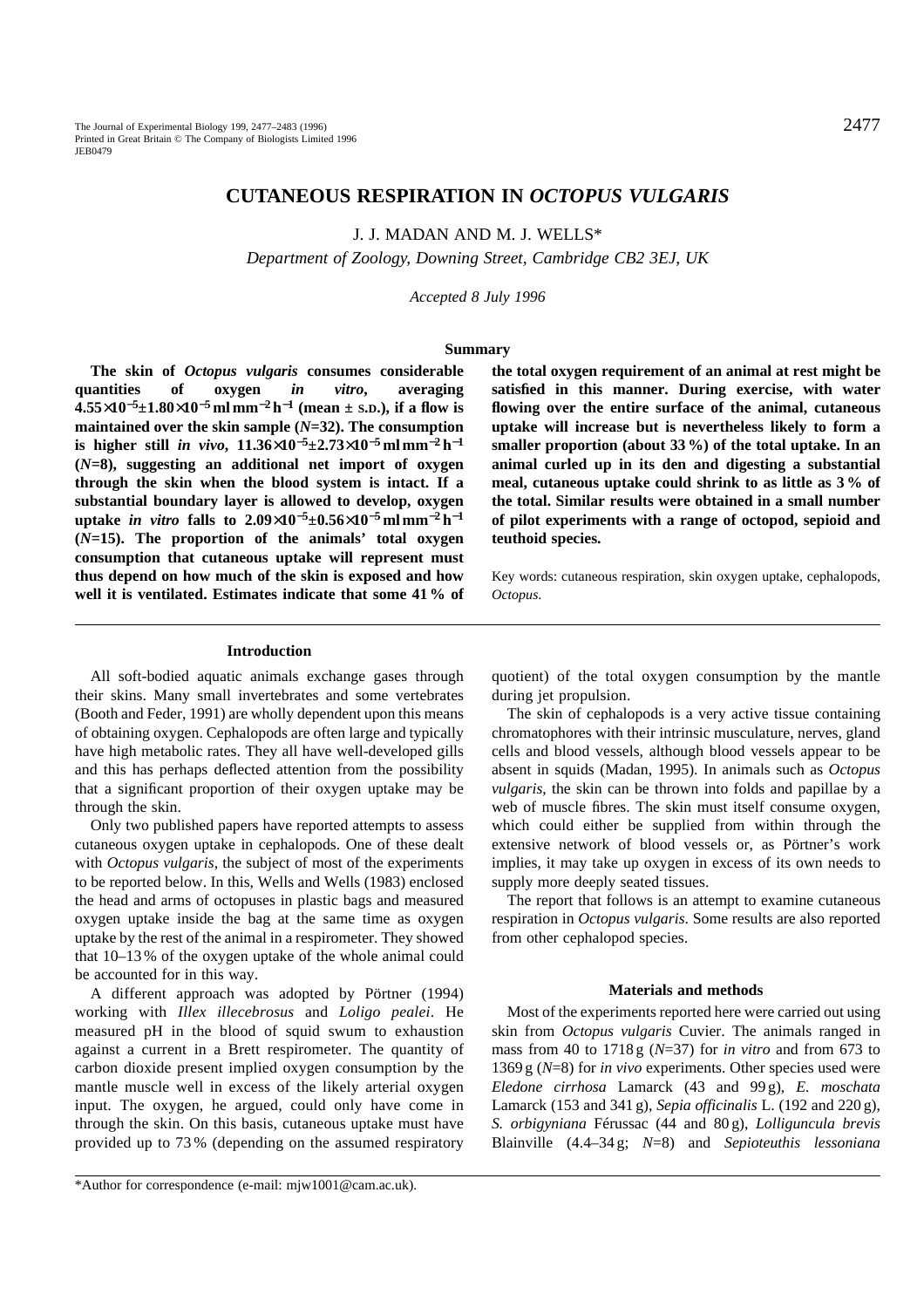# CUTANEOUS RESPIRATION IN *OCTOPUS VULGARIS*

J. J. MADAN AND M. J. WELLS*

*Department of Zoology, Downing Street, Cambridge CB2 3EJ, UK*

*Accepted 8 July 1996*

## Summary

**The skin of *Octopus vulgaris* consumes considerable quantities of oxygen *in vitro*, averaging $4.55\times10^{-5}\pm1.80\times10^{-5}$ ml mm$^{-2}$ h$^{-1}$ (mean ± S.D.), if a flow is maintained over the skin sample (*N*=32). The consumption is higher still *in vivo*, $11.36\times10^{-5}\pm2.73\times10^{-5}$ ml mm$^{-2}$ h$^{-1}$ (*N*=8), suggesting an additional net import of oxygen through the skin when the blood system is intact. If a substantial boundary layer is allowed to develop, oxygen uptake *in vitro* falls to $2.09\times10^{-5}\pm0.56\times10^{-5}$ ml mm$^{-2}$ h$^{-1}$ (*N*=15). The proportion of the animals' total oxygen consumption that cutaneous uptake will represent must thus depend on how much of the skin is exposed and how well it is ventilated. Estimates indicate that some 41 % of the total oxygen requirement of an animal at rest might be satisfied in this manner. During exercise, with water flowing over the entire surface of the animal, cutaneous uptake will increase but is nevertheless likely to form a smaller proportion (about 33 %) of the total uptake. In an animal curled up in its den and digesting a substantial meal, cutaneous uptake could shrink to as little as 3 % of the total. Similar results were obtained in a small number of pilot experiments with a range of octopod, sepioid and teuthoid species.**

Key words: cutaneous respiration, skin oxygen uptake, cephalopods, *Octopus*.

## Introduction

All soft-bodied aquatic animals exchange gases through their skins. Many small invertebrates and some vertebrates (Booth and Feder, 1991) are wholly dependent upon this means of obtaining oxygen. Cephalopods are often large and typically have high metabolic rates. They all have well-developed gills and this has perhaps deflected attention from the possibility that a significant proportion of their oxygen uptake may be through the skin.

Only two published papers have reported attempts to assess cutaneous oxygen uptake in cephalopods. One of these dealt with *Octopus vulgaris*, the subject of most of the experiments to be reported below. In this, Wells and Wells (1983) enclosed the head and arms of octopuses in plastic bags and measured oxygen uptake inside the bag at the same time as oxygen uptake by the rest of the animal in a respirometer. They showed that 10–13 % of the oxygen uptake of the whole animal could be accounted for in this way.

A different approach was adopted by Pörtner (1994) working with *Illex illecebrosus* and *Loligo pealei*. He measured pH in the blood of squid swum to exhaustion against a current in a Brett respirometer. The quantity of carbon dioxide present implied oxygen consumption by the mantle muscle well in excess of the likely arterial oxygen input. The oxygen, he argued, could only have come in through the skin. On this basis, cutaneous uptake must have provided up to 73 % (depending on the assumed respiratory quotient) of the total oxygen consumption by the mantle during jet propulsion.

The skin of cephalopods is a very active tissue containing chromatophores with their intrinsic musculature, nerves, gland cells and blood vessels, although blood vessels appear to be absent in squids (Madan, 1995). In animals such as *Octopus vulgaris*, the skin can be thrown into folds and papillae by a web of muscle fibres. The skin must itself consume oxygen, which could either be supplied from within through the extensive network of blood vessels or, as Pörtner's work implies, it may take up oxygen in excess of its own needs to supply more deeply seated tissues.

The report that follows is an attempt to examine cutaneous respiration in *Octopus vulgaris*. Some results are also reported from other cephalopod species.

## Materials and methods

Most of the experiments reported here were carried out using skin from *Octopus vulgaris* Cuvier. The animals ranged in mass from 40 to 1718 g (*N*=37) for *in vitro* and from 673 to 1369 g (*N*=8) for *in vivo* experiments. Other species used were *Eledone cirrhosa* Lamarck (43 and 99 g), *E. moschata* Lamarck (153 and 341 g), *Sepia officinalis* L. (192 and 220 g), *S. orbigyniana* Férussac (44 and 80 g), *Lolliguncula brevis* Blainville (4.4–34 g; *N*=8) and *Sepioteuthis lessoniana*

*Author for correspondence (e-mail: mjw1001@cam.ac.uk).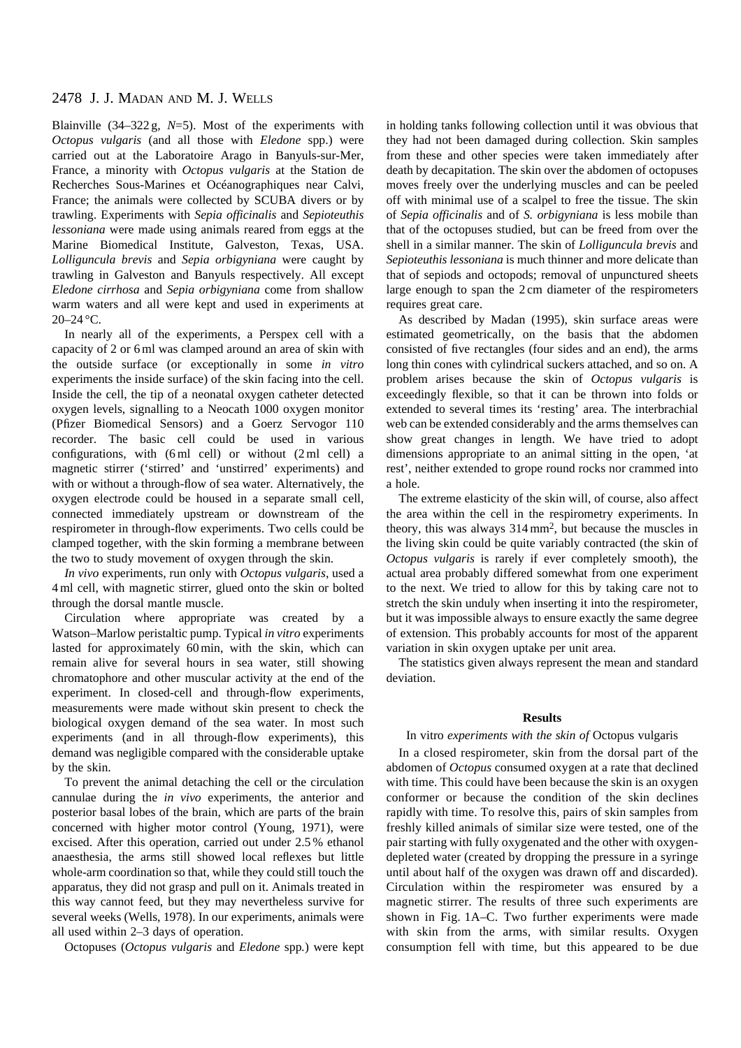Blainville (34–322 g, *N*=5). Most of the experiments with *Octopus vulgaris* (and all those with *Eledone* spp.) were carried out at the Laboratoire Arago in Banyuls-sur-Mer, France, a minority with *Octopus vulgaris* at the Station de Recherches Sous-Marines et Océanographiques near Calvi, France; the animals were collected by SCUBA divers or by trawling. Experiments with *Sepia officinalis* and *Sepioteuthis lessoniana* were made using animals reared from eggs at the Marine Biomedical Institute, Galveston, Texas, USA. *Lolliguncula brevis* and *Sepia orbigyniana* were caught by trawling in Galveston and Banyuls respectively. All except *Eledone cirrhosa* and *Sepia orbigyniana* come from shallow warm waters and all were kept and used in experiments at 20–24 °C.

In nearly all of the experiments, a Perspex cell with a capacity of 2 or 6 ml was clamped around an area of skin with the outside surface (or exceptionally in some *in vitro* experiments the inside surface) of the skin facing into the cell. Inside the cell, the tip of a neonatal oxygen catheter detected oxygen levels, signalling to a Neocath 1000 oxygen monitor (Pfizer Biomedical Sensors) and a Goerz Servogor 110 recorder. The basic cell could be used in various configurations, with (6 ml cell) or without (2 ml cell) a magnetic stirrer ('stirred' and 'unstirred' experiments) and with or without a through-flow of sea water. Alternatively, the oxygen electrode could be housed in a separate small cell, connected immediately upstream or downstream of the respirometer in through-flow experiments. Two cells could be clamped together, with the skin forming a membrane between the two to study movement of oxygen through the skin.

*In vivo* experiments, run only with *Octopus vulgaris*, used a 4 ml cell, with magnetic stirrer, glued onto the skin or bolted through the dorsal mantle muscle.

Circulation where appropriate was created by a Watson–Marlow peristaltic pump. Typical *in vitro* experiments lasted for approximately 60 min, with the skin, which can remain alive for several hours in sea water, still showing chromatophore and other muscular activity at the end of the experiment. In closed-cell and through-flow experiments, measurements were made without skin present to check the biological oxygen demand of the sea water. In most such experiments (and in all through-flow experiments), this demand was negligible compared with the considerable uptake by the skin.

To prevent the animal detaching the cell or the circulation cannulae during the *in vivo* experiments, the anterior and posterior basal lobes of the brain, which are parts of the brain concerned with higher motor control (Young, 1971), were excised. After this operation, carried out under 2.5 % ethanol anaesthesia, the arms still showed local reflexes but little whole-arm coordination so that, while they could still touch the apparatus, they did not grasp and pull on it. Animals treated in this way cannot feed, but they may nevertheless survive for several weeks (Wells, 1978). In our experiments, animals were all used within 2–3 days of operation.

Octopuses (*Octopus vulgaris* and *Eledone* spp.) were kept in holding tanks following collection until it was obvious that they had not been damaged during collection. Skin samples from these and other species were taken immediately after death by decapitation. The skin over the abdomen of octopuses moves freely over the underlying muscles and can be peeled off with minimal use of a scalpel to free the tissue. The skin of *Sepia officinalis* and of *S. orbigyniana* is less mobile than that of the octopuses studied, but can be freed from over the shell in a similar manner. The skin of *Lolliguncula brevis* and *Sepioteuthis lessoniana* is much thinner and more delicate than that of sepiods and octopods; removal of unpunctured sheets large enough to span the 2 cm diameter of the respirometers requires great care.

As described by Madan (1995), skin surface areas were estimated geometrically, on the basis that the abdomen consisted of five rectangles (four sides and an end), the arms long thin cones with cylindrical suckers attached, and so on. A problem arises because the skin of *Octopus vulgaris* is exceedingly flexible, so that it can be thrown into folds or extended to several times its 'resting' area. The interbrachial web can be extended considerably and the arms themselves can show great changes in length. We have tried to adopt dimensions appropriate to an animal sitting in the open, 'at rest', neither extended to grope round rocks nor crammed into a hole.

The extreme elasticity of the skin will, of course, also affect the area within the cell in the respirometry experiments. In theory, this was always 314 $mm^2$, but because the muscles in the living skin could be quite variably contracted (the skin of *Octopus vulgaris* is rarely if ever completely smooth), the actual area probably differed somewhat from one experiment to the next. We tried to allow for this by taking care not to stretch the skin unduly when inserting it into the respirometer, but it was impossible always to ensure exactly the same degree of extension. This probably accounts for most of the apparent variation in skin oxygen uptake per unit area.

The statistics given always represent the mean and standard deviation.

## Results

### In vitro *experiments with the skin of* Octopus vulgaris

In a closed respirometer, skin from the dorsal part of the abdomen of *Octopus* consumed oxygen at a rate that declined with time. This could have been because the skin is an oxygen conformer or because the condition of the skin declines rapidly with time. To resolve this, pairs of skin samples from freshly killed animals of similar size were tested, one of the pair starting with fully oxygenated and the other with oxygen-depleted water (created by dropping the pressure in a syringe until about half of the oxygen was drawn off and discarded). Circulation within the respirometer was ensured by a magnetic stirrer. The results of three such experiments are shown in Fig. 1A–C. Two further experiments were made with skin from the arms, with similar results. Oxygen consumption fell with time, but this appeared to be due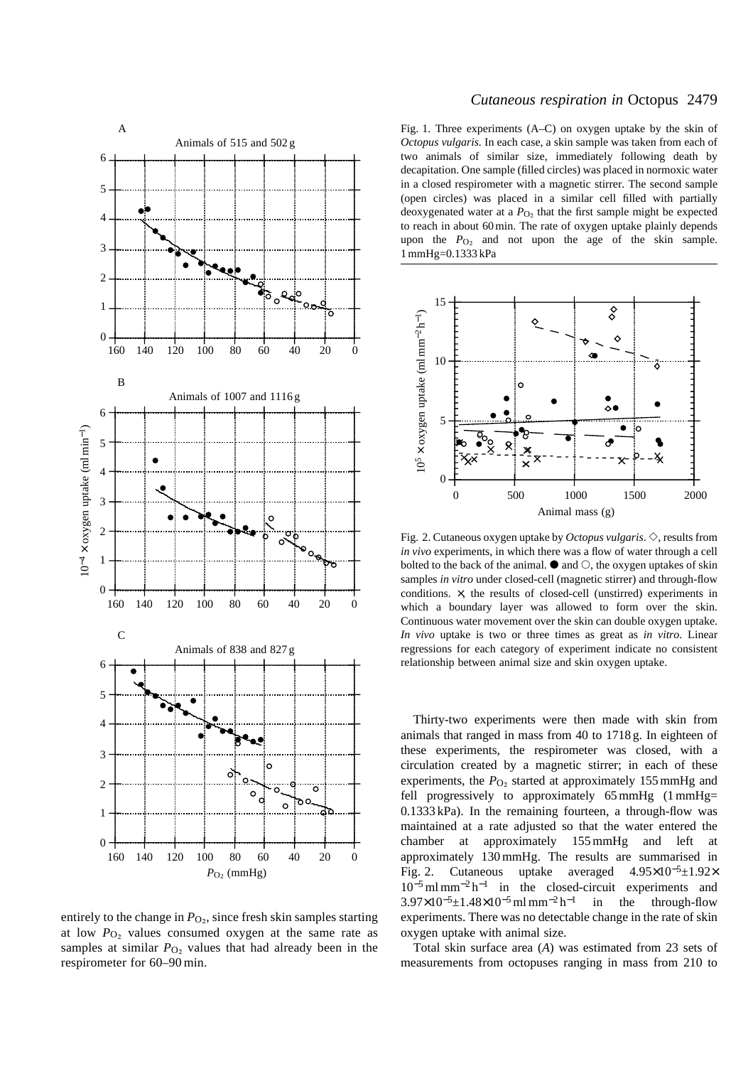Fig. 1. Three experiments (A–C) on oxygen uptake by the skin of *Octopus vulgaris*. In each case, a skin sample was taken from each of two animals of similar size, immediately following death by decapitation. One sample (filled circles) was placed in normoxic water in a closed respirometer with a magnetic stirrer. The second sample (open circles) was placed in a similar cell filled with partially deoxygenated water at a $P_{O_2}$ that the first sample might be expected to reach in about 60 min. The rate of oxygen uptake plainly depends upon the $P_{O_2}$ and not upon the age of the skin sample. 1 mmHg=0.1333 kPa

entirely to the change in $P_{O_2}$, since fresh skin samples starting at low $P_{O_2}$ values consumed oxygen at the same rate as samples at similar $P_{O_2}$ values that had already been in the respirometer for 60–90 min.

Fig. 2. Cutaneous oxygen uptake by *Octopus vulgaris*. ◇, results from *in vivo* experiments, in which there was a flow of water through a cell bolted to the back of the animal. ● and ○, the oxygen uptakes of skin samples *in vitro* under closed-cell (magnetic stirrer) and through-flow conditions. ×, the results of closed-cell (unstirred) experiments in which a boundary layer was allowed to form over the skin. Continuous water movement over the skin can double oxygen uptake. *In vivo* uptake is two or three times as great as *in vitro*. Linear regressions for each category of experiment indicate no consistent relationship between animal size and skin oxygen uptake.

Thirty-two experiments were then made with skin from animals that ranged in mass from 40 to 1718 g. In eighteen of these experiments, the respirometer was closed, with a circulation created by a magnetic stirrer; in each of these experiments, the $P_{O_2}$ started at approximately 155 mmHg and fell progressively to approximately 65 mmHg (1 mmHg= 0.1333 kPa). In the remaining fourteen, a through-flow was maintained at a rate adjusted so that the water entered the chamber at approximately 155 mmHg and left at approximately 130 mmHg. The results are summarised in Fig. 2. Cutaneous uptake averaged $4.95\times10^{-5}\pm1.92\times10^{-5}$ ml mm$^{-2}$ h$^{-1}$ in the closed-circuit experiments and $3.97\times10^{-5}\pm1.48\times10^{-5}$ ml mm$^{-2}$ h$^{-1}$ in the through-flow experiments. There was no detectable change in the rate of skin oxygen uptake with animal size.

Total skin surface area ($A$) was estimated from 23 sets of measurements from octopuses ranging in mass from 210 to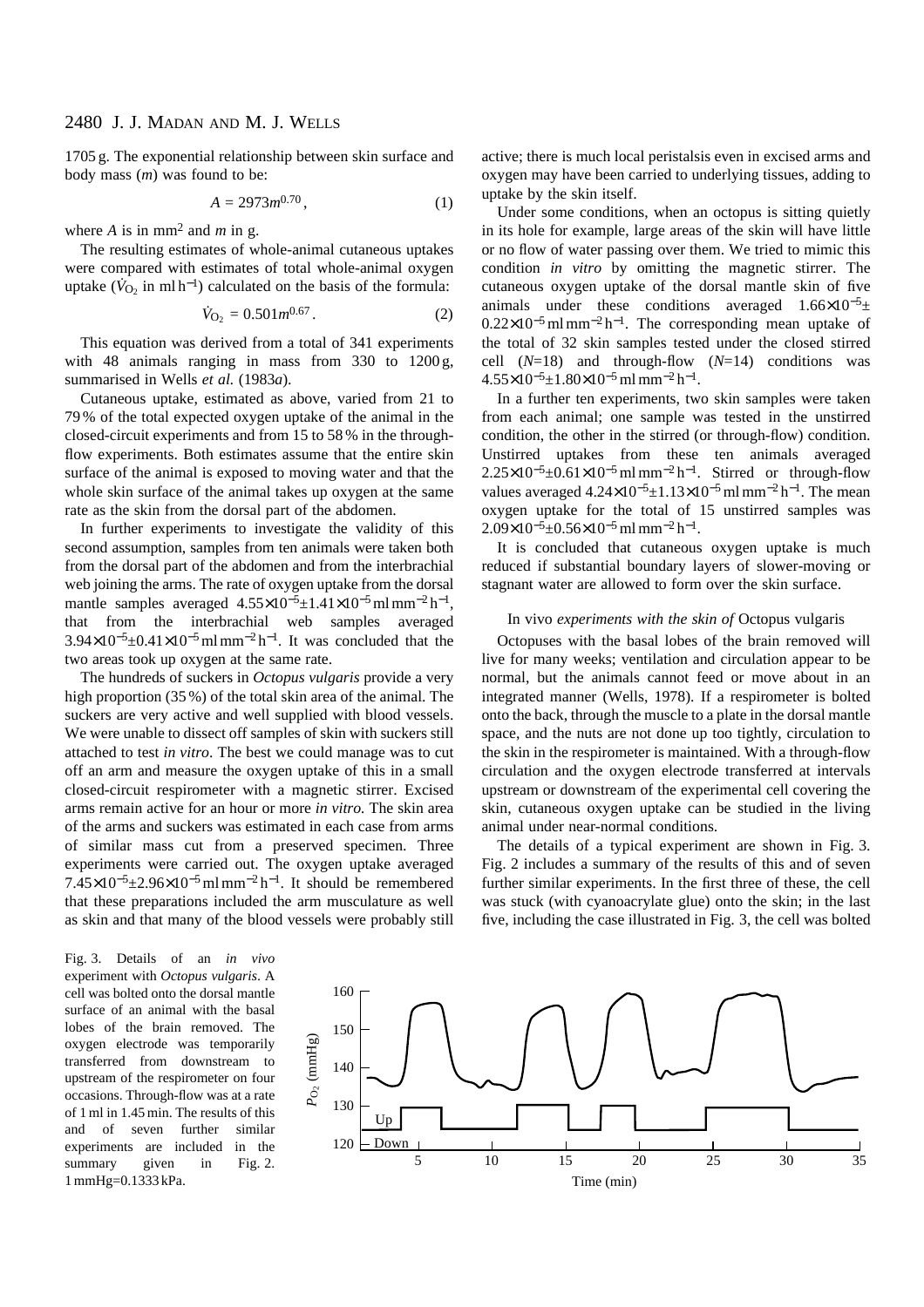1705 g. The exponential relationship between skin surface and body mass ($m$) was found to be:

$$A = 2973m^{0.70}, \tag{1}$$

where $A$ is in mm$^2$ and $m$ in g.

The resulting estimates of whole-animal cutaneous uptakes were compared with estimates of total whole-animal oxygen uptake ($\dot{V}_{O_2}$ in ml h$^{-1}$) calculated on the basis of the formula:

$$\dot{V}_{O_2} = 0.501m^{0.67}. \tag{2}$$

This equation was derived from a total of 341 experiments with 48 animals ranging in mass from 330 to 1200 g, summarised in Wells *et al.* (1983*a*).

Cutaneous uptake, estimated as above, varied from 21 to 79 % of the total expected oxygen uptake of the animal in the closed-circuit experiments and from 15 to 58 % in the through-flow experiments. Both estimates assume that the entire skin surface of the animal is exposed to moving water and that the whole skin surface of the animal takes up oxygen at the same rate as the skin from the dorsal part of the abdomen.

In further experiments to investigate the validity of this second assumption, samples from ten animals were taken both from the dorsal part of the abdomen and from the interbrachial web joining the arms. The rate of oxygen uptake from the dorsal mantle samples averaged $4.55\times10^{-5}\pm1.41\times10^{-5}$ ml mm$^{-2}$ h$^{-1}$, that from the interbrachial web samples averaged $3.94\times10^{-5}\pm0.41\times10^{-5}$ ml mm$^{-2}$ h$^{-1}$. It was concluded that the two areas took up oxygen at the same rate.

The hundreds of suckers in *Octopus vulgaris* provide a very high proportion (35 %) of the total skin area of the animal. The suckers are very active and well supplied with blood vessels. We were unable to dissect off samples of skin with suckers still attached to test *in vitro*. The best we could manage was to cut off an arm and measure the oxygen uptake of this in a small closed-circuit respirometer with a magnetic stirrer. Excised arms remain active for an hour or more *in vitro*. The skin area of the arms and suckers was estimated in each case from arms of similar mass cut from a preserved specimen. Three experiments were carried out. The oxygen uptake averaged $7.45\times10^{-5}\pm2.96\times10^{-5}$ ml mm$^{-2}$ h$^{-1}$. It should be remembered that these preparations included the arm musculature as well as skin and that many of the blood vessels were probably still active; there is much local peristalsis even in excised arms and oxygen may have been carried to underlying tissues, adding to uptake by the skin itself.

Under some conditions, when an octopus is sitting quietly in its hole for example, large areas of the skin will have little or no flow of water passing over them. We tried to mimic this condition *in vitro* by omitting the magnetic stirrer. The cutaneous oxygen uptake of the dorsal mantle skin of five animals under these conditions averaged $1.66\times10^{-5}\pm0.22\times10^{-5}$ ml mm$^{-2}$ h$^{-1}$. The corresponding mean uptake of the total of 32 skin samples tested under the closed stirred cell ($N$=18) and through-flow ($N$=14) conditions was $4.55\times10^{-5}\pm1.80\times10^{-5}$ ml mm$^{-2}$ h$^{-1}$.

In a further ten experiments, two skin samples were taken from each animal; one sample was tested in the unstirred condition, the other in the stirred (or through-flow) condition. Unstirred uptakes from these ten animals averaged $2.25\times10^{-5}\pm0.61\times10^{-5}$ ml mm$^{-2}$ h$^{-1}$. Stirred or through-flow values averaged $4.24\times10^{-5}\pm1.13\times10^{-5}$ ml mm$^{-2}$ h$^{-1}$. The mean oxygen uptake for the total of 15 unstirred samples was $2.09\times10^{-5}\pm0.56\times10^{-5}$ ml mm$^{-2}$ h$^{-1}$.

It is concluded that cutaneous oxygen uptake is much reduced if substantial boundary layers of slower-moving or stagnant water are allowed to form over the skin surface.

### In vivo *experiments with the skin of* Octopus vulgaris

Octopuses with the basal lobes of the brain removed will live for many weeks; ventilation and circulation appear to be normal, but the animals cannot feed or move about in an integrated manner (Wells, 1978). If a respirometer is bolted onto the back, through the muscle to a plate in the dorsal mantle space, and the nuts are not done up too tightly, circulation to the skin in the respirometer is maintained. With a through-flow circulation and the oxygen electrode transferred at intervals upstream or downstream of the experimental cell covering the skin, cutaneous oxygen uptake can be studied in the living animal under near-normal conditions.

The details of a typical experiment are shown in Fig. 3. Fig. 2 includes a summary of the results of this and of seven further similar experiments. In the first three of these, the cell was stuck (with cyanoacrylate glue) onto the skin; in the last five, including the case illustrated in Fig. 3, the cell was bolted

Fig. 3. Details of an *in vivo* experiment with *Octopus vulgaris*. A cell was bolted onto the dorsal mantle surface of an animal with the basal lobes of the brain removed. The oxygen electrode was temporarily transferred from downstream to upstream of the respirometer on four occasions. Through-flow was at a rate of 1 ml in 1.45 min. The results of this and of seven further similar experiments are included in the summary given in Fig. 2. 1 mmHg=0.1333 kPa.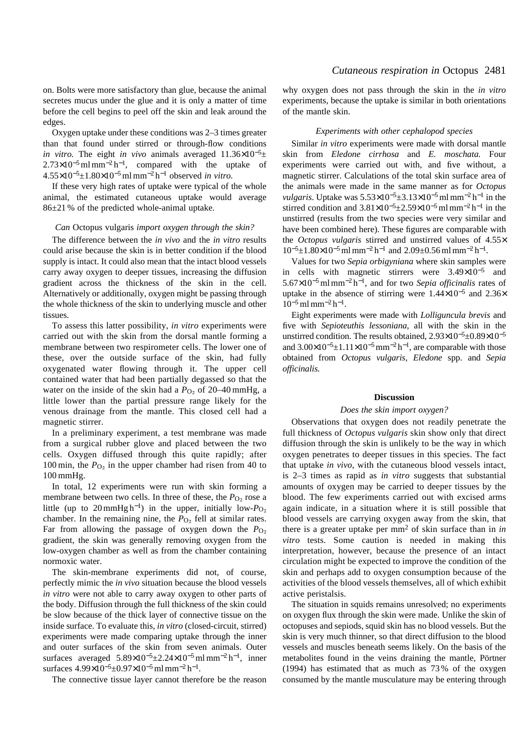on. Bolts were more satisfactory than glue, because the animal secretes mucus under the glue and it is only a matter of time before the cell begins to peel off the skin and leak around the edges.

Oxygen uptake under these conditions was 2–3 times greater than that found under stirred or through-flow conditions *in vitro*. The eight *in vivo* animals averaged $11.36\times10^{-5}\pm 2.73\times10^{-5}$ ml mm$^{-2}$ h$^{-1}$, compared with the uptake of $4.55\times10^{-5}\pm1.80\times10^{-5}$ ml mm$^{-2}$ h$^{-1}$ observed *in vitro*.

If these very high rates of uptake were typical of the whole animal, the estimated cutaneous uptake would average 86±21 % of the predicted whole-animal uptake.

### *Can* Octopus vulgaris *import oxygen through the skin?*

The difference between the *in vivo* and the *in vitro* results could arise because the skin is in better condition if the blood supply is intact. It could also mean that the intact blood vessels carry away oxygen to deeper tissues, increasing the diffusion gradient across the thickness of the skin in the cell. Alternatively or additionally, oxygen might be passing through the whole thickness of the skin to underlying muscle and other tissues.

To assess this latter possibility, *in vitro* experiments were carried out with the skin from the dorsal mantle forming a membrane between two respirometer cells. The lower one of these, over the outside surface of the skin, had fully oxygenated water flowing through it. The upper cell contained water that had been partially degassed so that the water on the inside of the skin had a $P_{O_2}$ of 20–40 mmHg, a little lower than the partial pressure range likely for the venous drainage from the mantle. This closed cell had a magnetic stirrer.

In a preliminary experiment, a test membrane was made from a surgical rubber glove and placed between the two cells. Oxygen diffused through this quite rapidly; after 100 min, the $P_{O_2}$ in the upper chamber had risen from 40 to 100 mmHg.

In total, 12 experiments were run with skin forming a membrane between two cells. In three of these, the $P_{O_2}$ rose a little (up to 20 mmHg h$^{-1}$) in the upper, initially low-$P_{O_2}$ chamber. In the remaining nine, the $P_{O_2}$ fell at similar rates. Far from allowing the passage of oxygen down the $P_{O_2}$ gradient, the skin was generally removing oxygen from the low-oxygen chamber as well as from the chamber containing normoxic water.

The skin-membrane experiments did not, of course, perfectly mimic the *in vivo* situation because the blood vessels *in vitro* were not able to carry away oxygen to other parts of the body. Diffusion through the full thickness of the skin could be slow because of the thick layer of connective tissue on the inside surface. To evaluate this, *in vitro* (closed-circuit, stirred) experiments were made comparing uptake through the inner and outer surfaces of the skin from seven animals. Outer surfaces averaged $5.89\times10^{-5}\pm2.24\times10^{-5}$ ml mm$^{-2}$ h$^{-1}$, inner surfaces $4.99\times10^{-5}\pm0.97\times10^{-5}$ ml mm$^{-2}$ h$^{-1}$.

The connective tissue layer cannot therefore be the reason why oxygen does not pass through the skin in the *in vitro* experiments, because the uptake is similar in both orientations of the mantle skin.

### *Experiments with other cephalopod species*

Similar *in vitro* experiments were made with dorsal mantle skin from *Eledone cirrhosa* and *E. moschata.* Four experiments were carried out with, and five without, a magnetic stirrer. Calculations of the total skin surface area of the animals were made in the same manner as for *Octopus vulgaris*. Uptake was $5.53\times10^{-5}\pm3.13\times10^{-5}$ ml mm$^{-2}$ h$^{-1}$ in the stirred condition and $3.81\times10^{-5}\pm2.59\times10^{-5}$ ml mm$^{-2}$ h$^{-1}$ in the unstirred (results from the two species were very similar and have been combined here). These figures are comparable with the *Octopus vulgaris* stirred and unstirred values of $4.55\times 10^{-5}\pm1.80\times10^{-5}$ ml mm$^{-2}$ h$^{-1}$ and $2.09\pm0.56$ ml mm$^{-2}$ h$^{-1}$.

Values for two *Sepia orbigyniana* where skin samples were in cells with magnetic stirrers were $3.49\times10^{-5}$ and $5.67\times10^{-5}$ ml mm$^{-2}$ h$^{-1}$, and for two *Sepia officinalis* rates of uptake in the absence of stirring were $1.44\times10^{-5}$ and $2.36\times 10^{-5}$ ml mm$^{-2}$ h$^{-1}$.

Eight experiments were made with *Lolliguncula brevis* and five with *Sepioteuthis lessoniana*, all with the skin in the unstirred condition. The results obtained, $2.93\times10^{-5}\pm0.89\times10^{-5}$ and $3.00\times10^{-5}\pm1.11\times10^{-5}$ mm$^{-2}$ h$^{-1}$, are comparable with those obtained from *Octopus vulgaris, Eledone* spp. and *Sepia officinalis.*

## Discussion

### *Does the skin import oxygen?*

Observations that oxygen does not readily penetrate the full thickness of *Octopus vulgaris* skin show only that direct diffusion through the skin is unlikely to be the way in which oxygen penetrates to deeper tissues in this species. The fact that uptake *in vivo*, with the cutaneous blood vessels intact, is 2–3 times as rapid as *in vitro* suggests that substantial amounts of oxygen may be carried to deeper tissues by the blood. The few experiments carried out with excised arms again indicate, in a situation where it is still possible that blood vessels are carrying oxygen away from the skin, that there is a greater uptake per mm$^2$ of skin surface than in *in vitro* tests. Some caution is needed in making this interpretation, however, because the presence of an intact circulation might be expected to improve the condition of the skin and perhaps add to oxygen consumption because of the activities of the blood vessels themselves, all of which exhibit active peristalsis.

The situation in squids remains unresolved; no experiments on oxygen flux through the skin were made. Unlike the skin of octopuses and sepiods, squid skin has no blood vessels. But the skin is very much thinner, so that direct diffusion to the blood vessels and muscles beneath seems likely. On the basis of the metabolites found in the veins draining the mantle, Pörtner (1994) has estimated that as much as 73 % of the oxygen consumed by the mantle musculature may be entering through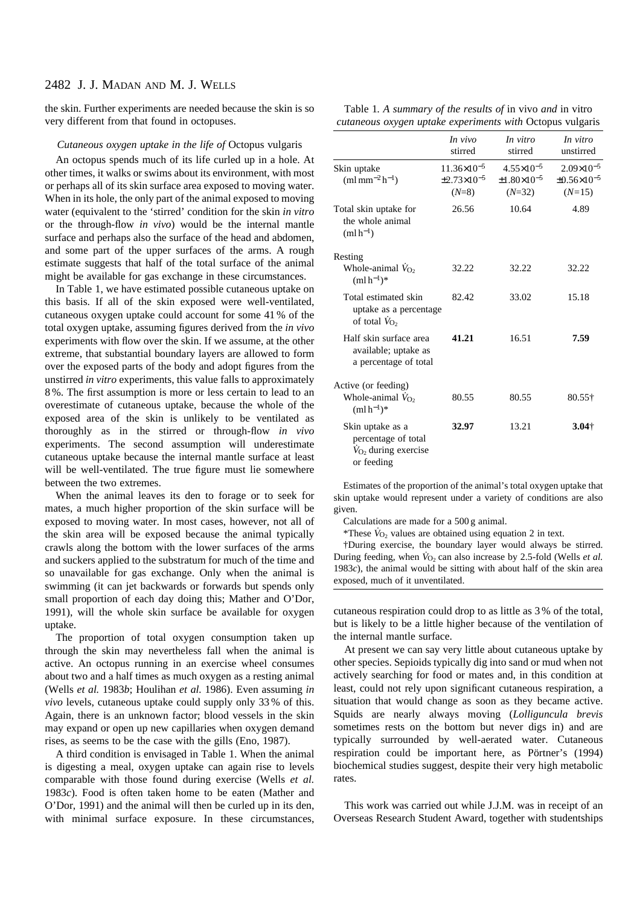the skin. Further experiments are needed because the skin is so very different from that found in octopuses.

### *Cutaneous oxygen uptake in the life of* Octopus vulgaris

An octopus spends much of its life curled up in a hole. At other times, it walks or swims about its environment, with most or perhaps all of its skin surface area exposed to moving water. When in its hole, the only part of the animal exposed to moving water (equivalent to the 'stirred' condition for the skin *in vitro* or the through-flow *in vivo*) would be the internal mantle surface and perhaps also the surface of the head and abdomen, and some part of the upper surfaces of the arms. A rough estimate suggests that half of the total surface of the animal might be available for gas exchange in these circumstances.

In Table 1, we have estimated possible cutaneous uptake on this basis. If all of the skin exposed were well-ventilated, cutaneous oxygen uptake could account for some 41 % of the total oxygen uptake, assuming figures derived from the *in vivo* experiments with flow over the skin. If we assume, at the other extreme, that substantial boundary layers are allowed to form over the exposed parts of the body and adopt figures from the unstirred *in vitro* experiments, this value falls to approximately 8 %. The first assumption is more or less certain to lead to an overestimate of cutaneous uptake, because the whole of the exposed area of the skin is unlikely to be ventilated as thoroughly as in the stirred or through-flow *in vivo* experiments. The second assumption will underestimate cutaneous uptake because the internal mantle surface at least will be well-ventilated. The true figure must lie somewhere between the two extremes.

When the animal leaves its den to forage or to seek for mates, a much higher proportion of the skin surface will be exposed to moving water. In most cases, however, not all of the skin area will be exposed because the animal typically crawls along the bottom with the lower surfaces of the arms and suckers applied to the substratum for much of the time and so unavailable for gas exchange. Only when the animal is swimming (it can jet backwards or forwards but spends only small proportion of each day doing this; Mather and O'Dor, 1991), will the whole skin surface be available for oxygen uptake.

The proportion of total oxygen consumption taken up through the skin may nevertheless fall when the animal is active. An octopus running in an exercise wheel consumes about two and a half times as much oxygen as a resting animal (Wells *et al.* 1983*b*; Houlihan *et al.* 1986). Even assuming *in vivo* levels, cutaneous uptake could supply only 33 % of this. Again, there is an unknown factor; blood vessels in the skin may expand or open up new capillaries when oxygen demand rises, as seems to be the case with the gills (Eno, 1987).

A third condition is envisaged in Table 1. When the animal is digesting a meal, oxygen uptake can again rise to levels comparable with those found during exercise (Wells *et al.* 1983*c*). Food is often taken home to be eaten (Mather and O'Dor, 1991) and the animal will then be curled up in its den, with minimal surface exposure. In these circumstances, cutaneous respiration could drop to as little as 3 % of the total, but is likely to be a little higher because of the ventilation of the internal mantle surface.

Table 1. *A summary of the results of* in vivo *and* in vitro *cutaneous oxygen uptake experiments with* Octopus vulgaris

| | *In vivo* stirred | *In vitro* stirred | *In vitro* unstirred |
|---|---|---|---|
| Skin uptake ($ml\,mm^{-2}\,h^{-1}$) | $11.36\times10^{-5}$ $\pm2.73\times10^{-5}$ ($N$=8) | $4.55\times10^{-5}$ $\pm1.80\times10^{-5}$ ($N$=32) | $2.09\times10^{-5}$ $\pm0.56\times10^{-5}$ ($N$=15) |
| Total skin uptake for the whole animal ($ml\,h^{-1}$) | 26.56 | 10.64 | 4.89 |
| Resting | | | |
| Whole-animal $\dot{V}_{O_2}$ ($ml\,h^{-1}$)* | 32.22 | 32.22 | 32.22 |
| Total estimated skin uptake as a percentage of total $\dot{V}_{O_2}$ | 82.42 | 33.02 | 15.18 |
| Half skin surface area available; uptake as a percentage of total | **41.21** | 16.51 | **7.59** |
| Active (or feeding) | | | |
| Whole-animal $\dot{V}_{O_2}$ ($ml\,h^{-1}$)* | 80.55 | 80.55 | 80.55† |
| Skin uptake as a percentage of total $\dot{V}_{O_2}$ during exercise or feeding | **32.97** | 13.21 | **3.04**† |

Estimates of the proportion of the animal's total oxygen uptake that skin uptake would represent under a variety of conditions are also given.

Calculations are made for a 500 g animal.

*These $\dot{V}_{O_2}$ values are obtained using equation 2 in text.

†During exercise, the boundary layer would always be stirred. During feeding, when $\dot{V}_{O_2}$ can also increase by 2.5-fold (Wells *et al.* 1983*c*), the animal would be sitting with about half of the skin area exposed, much of it unventilated.

At present we can say very little about cutaneous uptake by other species. Sepioids typically dig into sand or mud when not actively searching for food or mates and, in this condition at least, could not rely upon significant cutaneous respiration, a situation that would change as soon as they became active. Squids are nearly always moving (*Lolliguncula brevis* sometimes rests on the bottom but never digs in) and are typically surrounded by well-aerated water. Cutaneous respiration could be important here, as Pörtner's (1994) biochemical studies suggest, despite their very high metabolic rates.

This work was carried out while J.J.M. was in receipt of an Overseas Research Student Award, together with studentships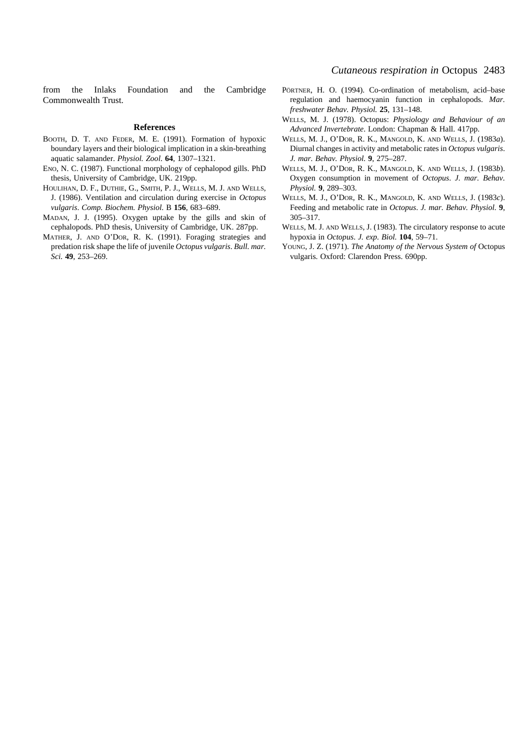from the Inlaks Foundation and the Cambridge Commonwealth Trust.

## References

Booth, D. T. and Feder, M. E. (1991). Formation of hypoxic boundary layers and their biological implication in a skin-breathing aquatic salamander. *Physiol. Zool.* **64**, 1307–1321.

Eno, N. C. (1987). Functional morphology of cephalopod gills. PhD thesis, University of Cambridge, UK. 219pp.

Houlihan, D. F., Duthie, G., Smith, P. J., Wells, M. J. and Wells, J. (1986). Ventilation and circulation during exercise in *Octopus vulgaris*. *Comp. Biochem. Physiol.* B **156**, 683–689.

Madan, J. J. (1995). Oxygen uptake by the gills and skin of cephalopods. PhD thesis, University of Cambridge, UK. 287pp.

Mather, J. and O'Dor, R. K. (1991). Foraging strategies and predation risk shape the life of juvenile *Octopus vulgaris*. *Bull. mar. Sci.* **49**, 253–269.

Pörtner, H. O. (1994). Co-ordination of metabolism, acid–base regulation and haemocyanin function in cephalopods. *Mar. freshwater Behav. Physiol.* **25**, 131–148.

Wells, M. J. (1978). Octopus: *Physiology and Behaviour of an Advanced Invertebrate*. London: Chapman & Hall. 417pp.

Wells, M. J., O'Dor, R. K., Mangold, K. and Wells, J. (1983*a*). Diurnal changes in activity and metabolic rates in *Octopus vulgaris*. *J. mar. Behav. Physiol.* **9**, 275–287.

Wells, M. J., O'Dor, R. K., Mangold, K. and Wells, J. (1983*b*). Oxygen consumption in movement of *Octopus*. *J. mar. Behav. Physiol.* **9**, 289–303.

Wells, M. J., O'Dor, R. K., Mangold, K. and Wells, J. (1983*c*). Feeding and metabolic rate in *Octopus*. *J. mar. Behav. Physiol.* **9**, 305–317.

Wells, M. J. and Wells, J. (1983). The circulatory response to acute hypoxia in *Octopus*. *J. exp. Biol.* **104**, 59–71.

Young, J. Z. (1971). *The Anatomy of the Nervous System of* Octopus vulgaris. Oxford: Clarendon Press. 690pp.